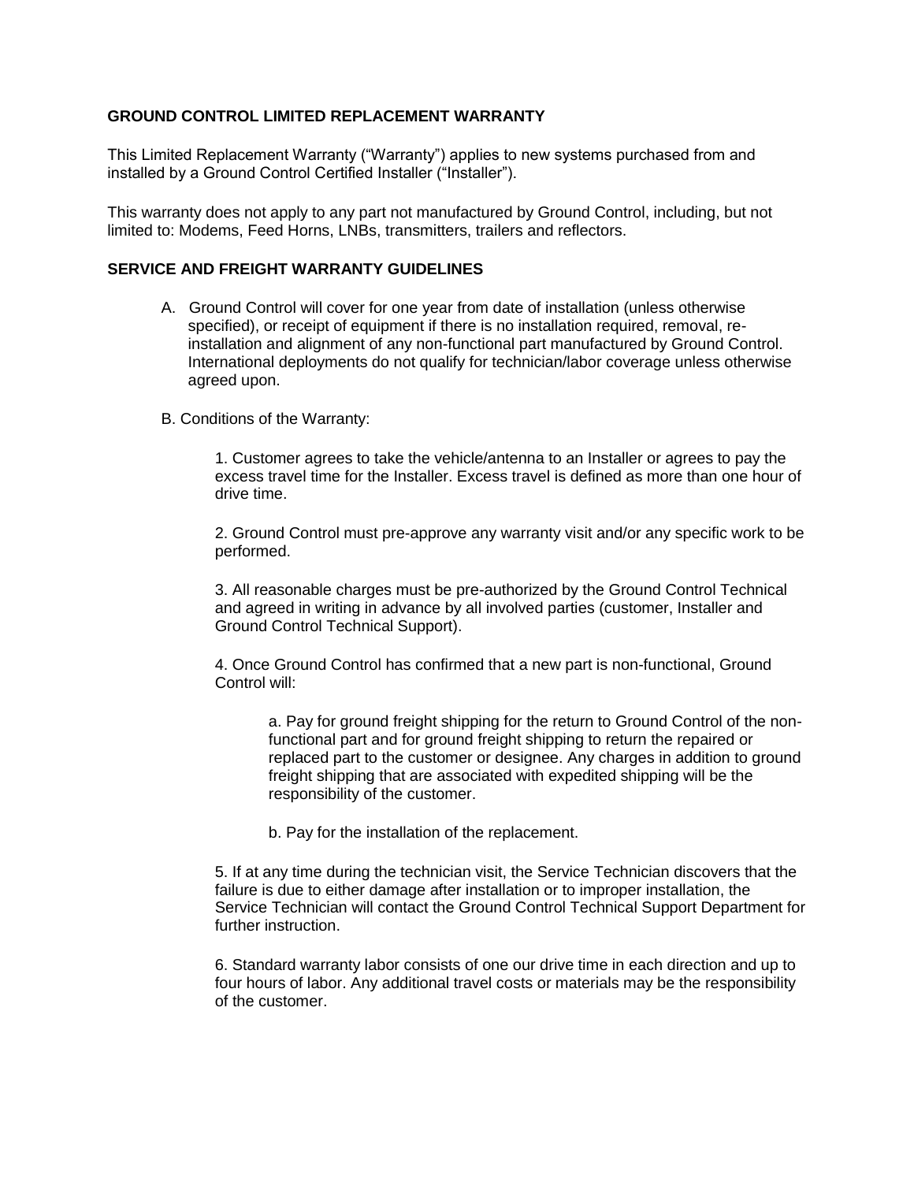**GROUND CONTROL LIMITED REPLACEMENT WARRANTY**

This Limited Replacement Warranty ("Warranty") applies to new systems purchased from and installed by a Ground Control Certified Installer ("Installer").

This warranty does not apply to any part not manufactured by Ground Control, including, but not limited to: Modems, Feed Horns, LNBs, transmitters, trailers and reflectors.

**SERVICE AND FREIGHT WARRANTY GUIDELINES**

A. Ground Control will cover for one year from date of installation (unless otherwise specified), or receipt of equipment if there is no installation required, removal, re-installation and alignment of any non-functional part manufactured by Ground Control. International deployments do not qualify for technician/labor coverage unless otherwise agreed upon.

B. Conditions of the Warranty:

1. Customer agrees to take the vehicle/antenna to an Installer or agrees to pay the excess travel time for the Installer. Excess travel is defined as more than one hour of drive time.

2. Ground Control must pre-approve any warranty visit and/or any specific work to be performed.

3. All reasonable charges must be pre-authorized by the Ground Control Technical and agreed in writing in advance by all involved parties (customer, Installer and Ground Control Technical Support).

4. Once Ground Control has confirmed that a new part is non-functional, Ground Control will:

   a. Pay for ground freight shipping for the return to Ground Control of the non-functional part and for ground freight shipping to return the repaired or replaced part to the customer or designee. Any charges in addition to ground freight shipping that are associated with expedited shipping will be the responsibility of the customer.

   b. Pay for the installation of the replacement.

5. If at any time during the technician visit, the Service Technician discovers that the failure is due to either damage after installation or to improper installation, the Service Technician will contact the Ground Control Technical Support Department for further instruction.

6. Standard warranty labor consists of one our drive time in each direction and up to four hours of labor. Any additional travel costs or materials may be the responsibility of the customer.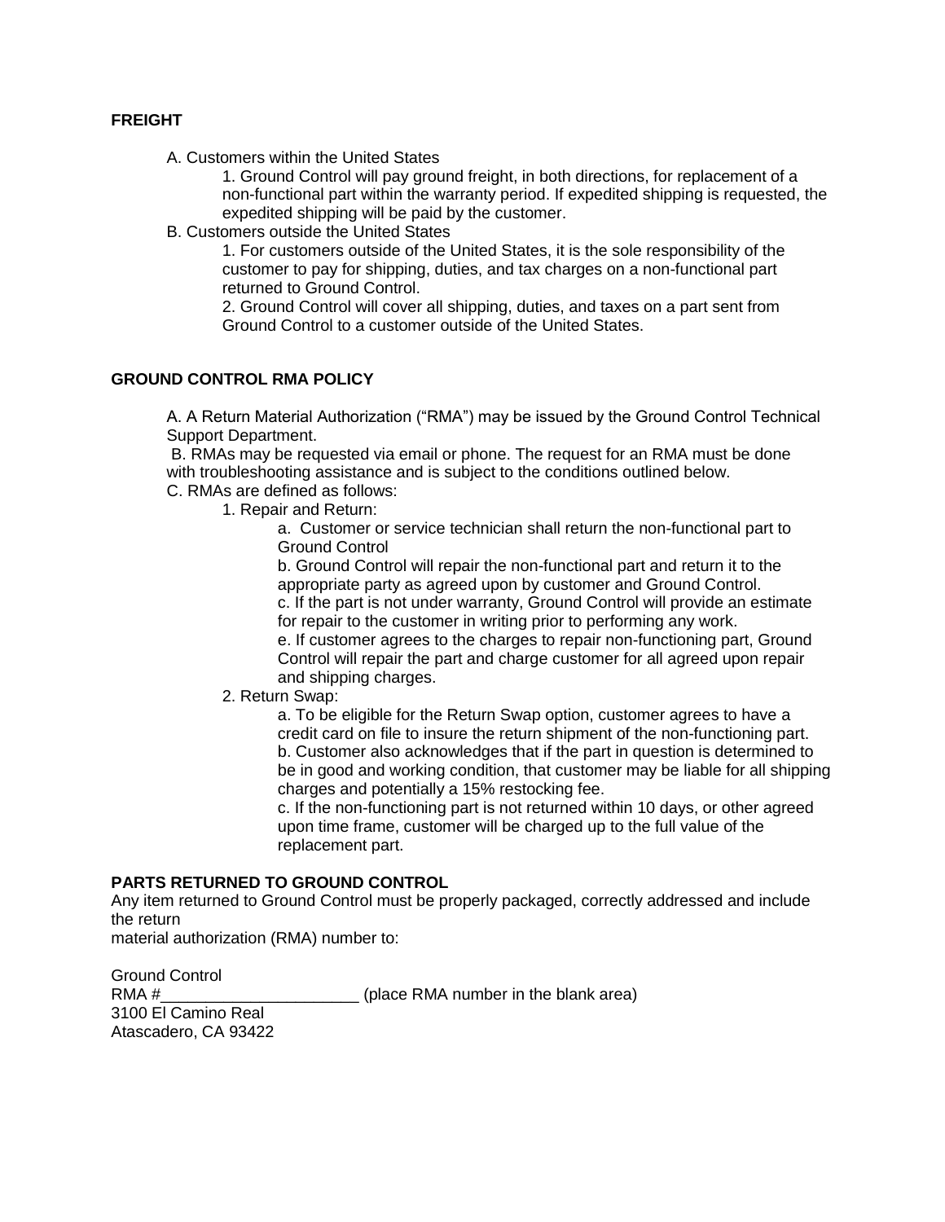**FREIGHT**

A. Customers within the United States

1. Ground Control will pay ground freight, in both directions, for replacement of a non-functional part within the warranty period. If expedited shipping is requested, the expedited shipping will be paid by the customer.

B. Customers outside the United States

1. For customers outside of the United States, it is the sole responsibility of the customer to pay for shipping, duties, and tax charges on a non-functional part returned to Ground Control.
2. Ground Control will cover all shipping, duties, and taxes on a part sent from Ground Control to a customer outside of the United States.

**GROUND CONTROL RMA POLICY**

A. A Return Material Authorization ("RMA") may be issued by the Ground Control Technical Support Department.

B. RMAs may be requested via email or phone. The request for an RMA must be done with troubleshooting assistance and is subject to the conditions outlined below.

C. RMAs are defined as follows:

1. Repair and Return:
   - a. Customer or service technician shall return the non-functional part to Ground Control
   - b. Ground Control will repair the non-functional part and return it to the appropriate party as agreed upon by customer and Ground Control.
   - c. If the part is not under warranty, Ground Control will provide an estimate for repair to the customer in writing prior to performing any work.
   - e. If customer agrees to the charges to repair non-functioning part, Ground Control will repair the part and charge customer for all agreed upon repair and shipping charges.
2. Return Swap:
   - a. To be eligible for the Return Swap option, customer agrees to have a credit card on file to insure the return shipment of the non-functioning part.
   - b. Customer also acknowledges that if the part in question is determined to be in good and working condition, that customer may be liable for all shipping charges and potentially a 15% restocking fee.
   - c. If the non-functioning part is not returned within 10 days, or other agreed upon time frame, customer will be charged up to the full value of the replacement part.

**PARTS RETURNED TO GROUND CONTROL**

Any item returned to Ground Control must be properly packaged, correctly addressed and include the return material authorization (RMA) number to:

Ground Control
RMA #______________________ (place RMA number in the blank area)
3100 El Camino Real
Atascadero, CA 93422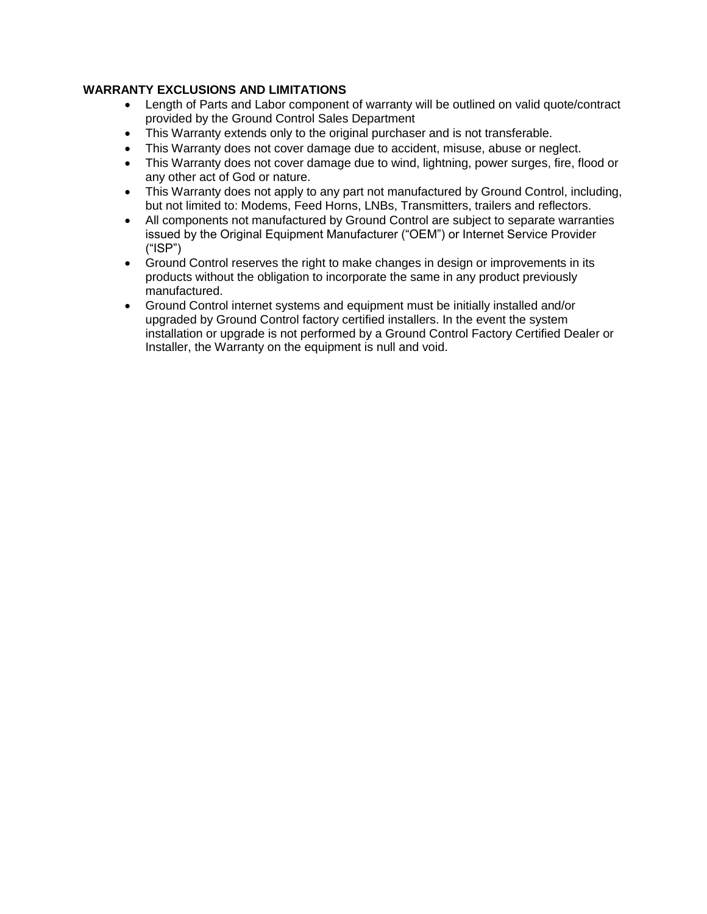**WARRANTY EXCLUSIONS AND LIMITATIONS**

- Length of Parts and Labor component of warranty will be outlined on valid quote/contract provided by the Ground Control Sales Department
- This Warranty extends only to the original purchaser and is not transferable.
- This Warranty does not cover damage due to accident, misuse, abuse or neglect.
- This Warranty does not cover damage due to wind, lightning, power surges, fire, flood or any other act of God or nature.
- This Warranty does not apply to any part not manufactured by Ground Control, including, but not limited to: Modems, Feed Horns, LNBs, Transmitters, trailers and reflectors.
- All components not manufactured by Ground Control are subject to separate warranties issued by the Original Equipment Manufacturer ("OEM") or Internet Service Provider ("ISP")
- Ground Control reserves the right to make changes in design or improvements in its products without the obligation to incorporate the same in any product previously manufactured.
- Ground Control internet systems and equipment must be initially installed and/or upgraded by Ground Control factory certified installers. In the event the system installation or upgrade is not performed by a Ground Control Factory Certified Dealer or Installer, the Warranty on the equipment is null and void.